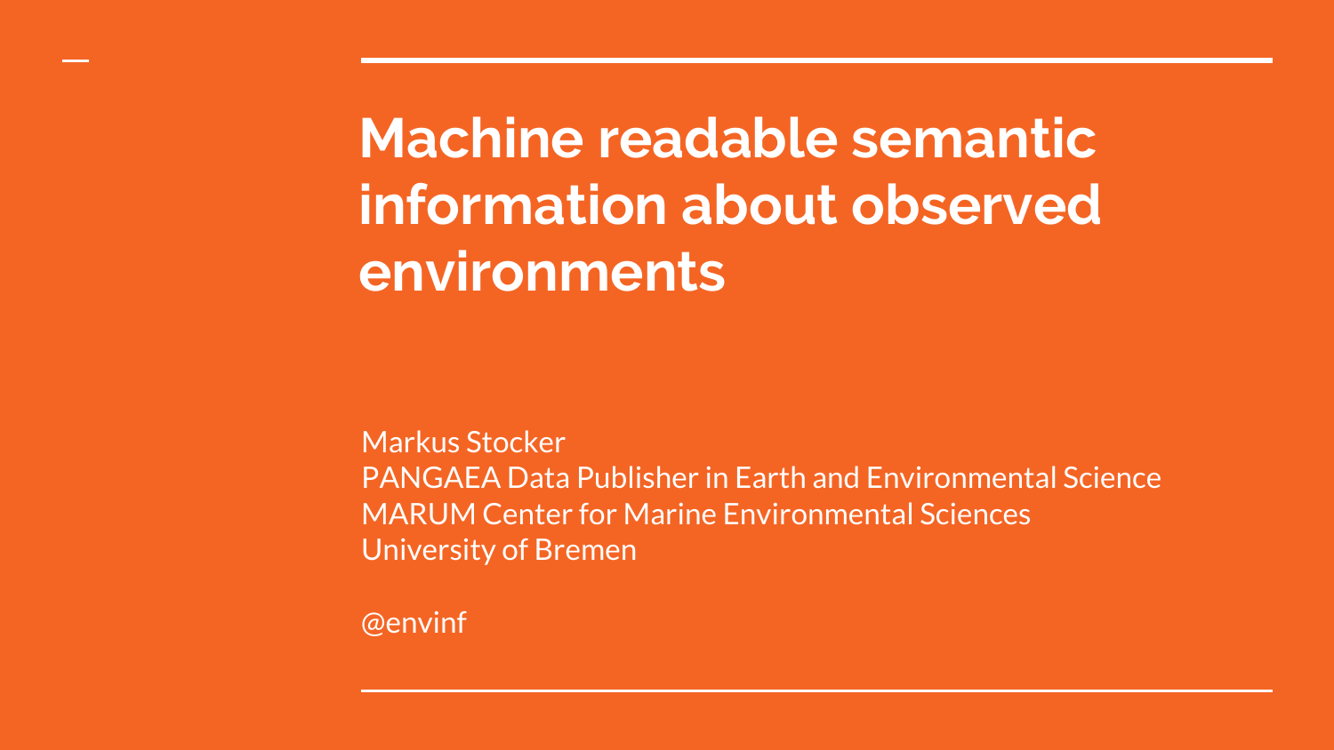# Machine readable semantic information about observed environments

Markus Stocker
PANGAEA Data Publisher in Earth and Environmental Science
MARUM Center for Marine Environmental Sciences
University of Bremen

@envinf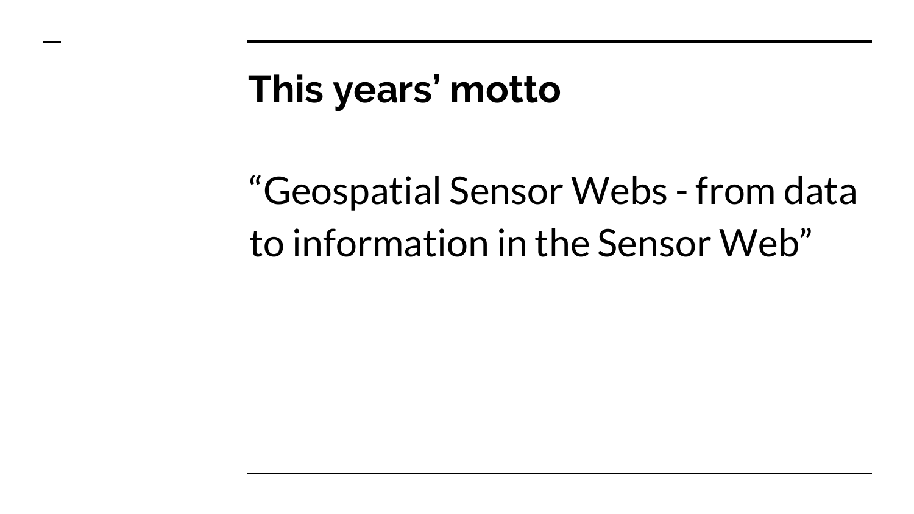## This years' motto

"Geospatial Sensor Webs - from data to information in the Sensor Web"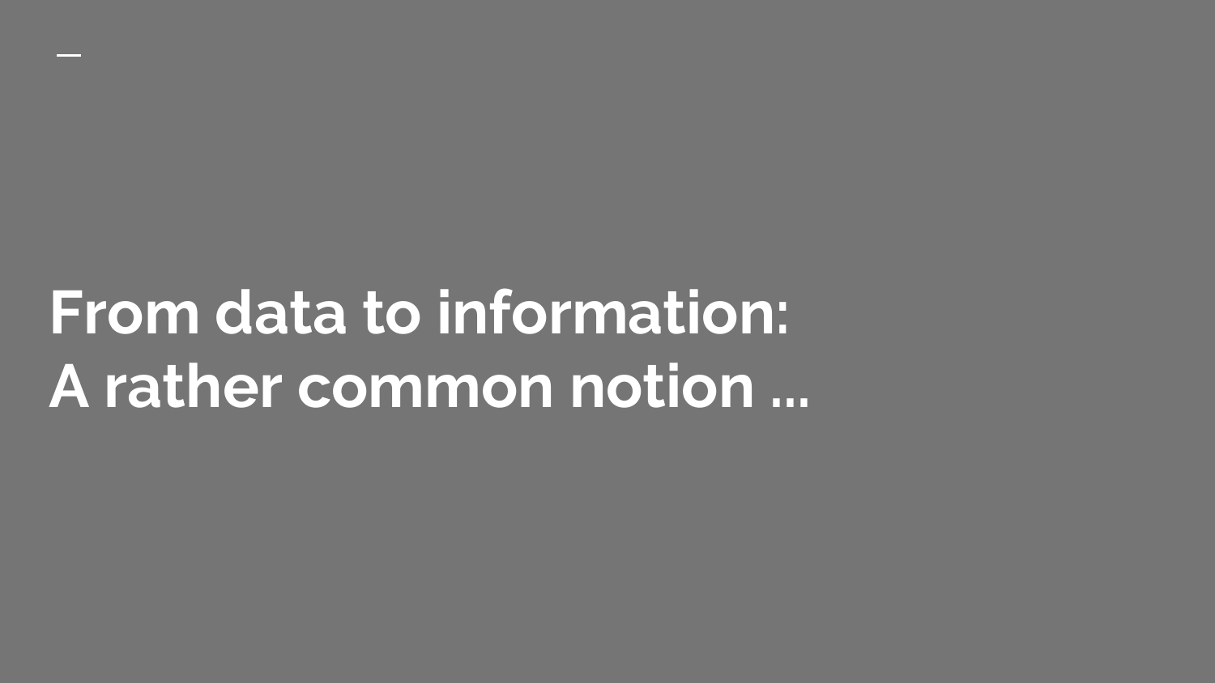# From data to information: A rather common notion ...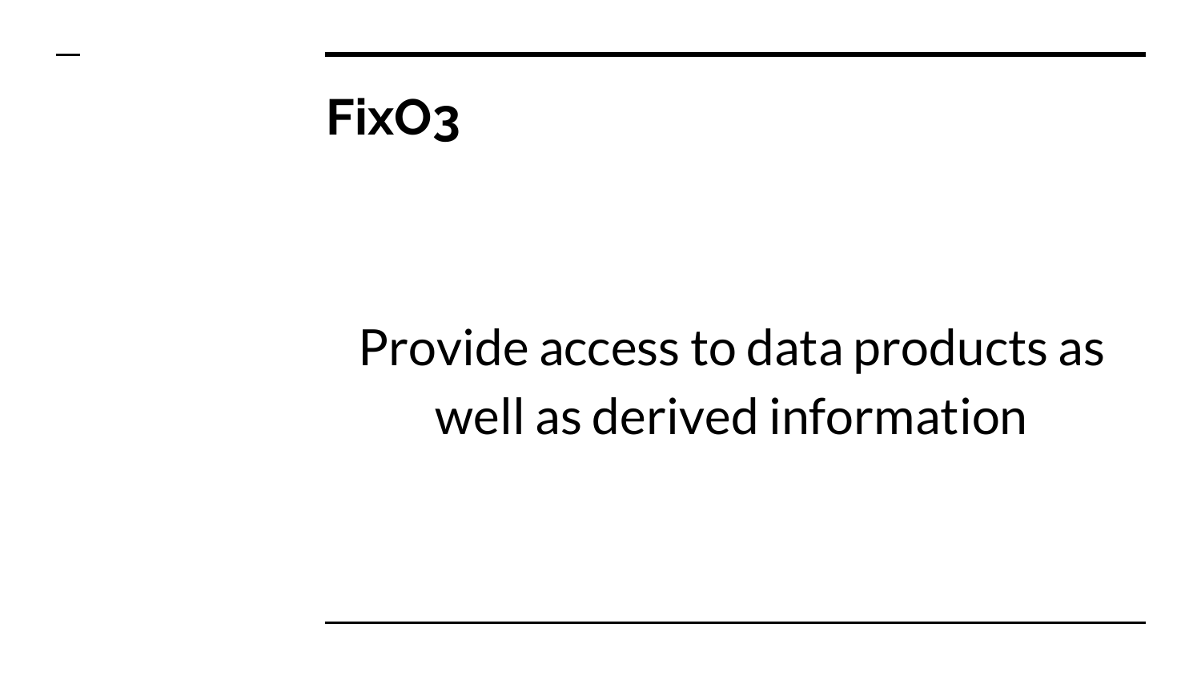# FixO3

Provide access to data products as well as derived information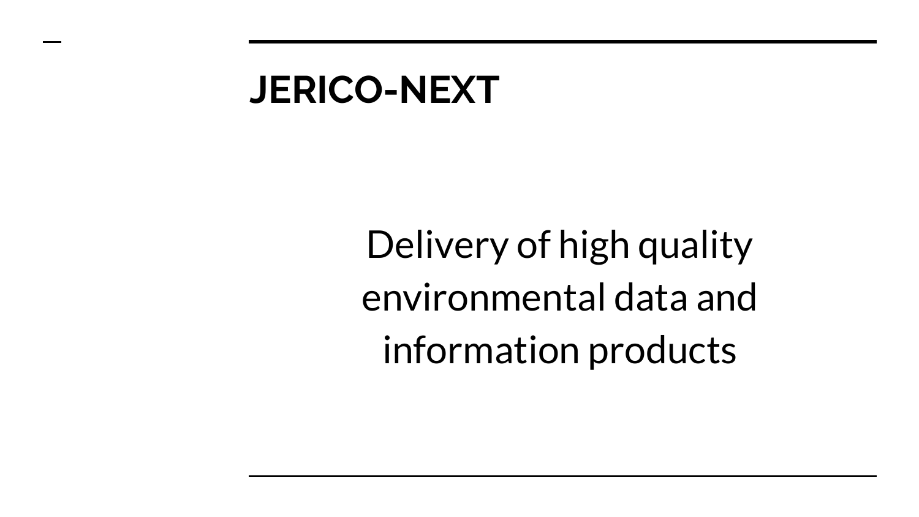# JERICO-NEXT

Delivery of high quality environmental data and information products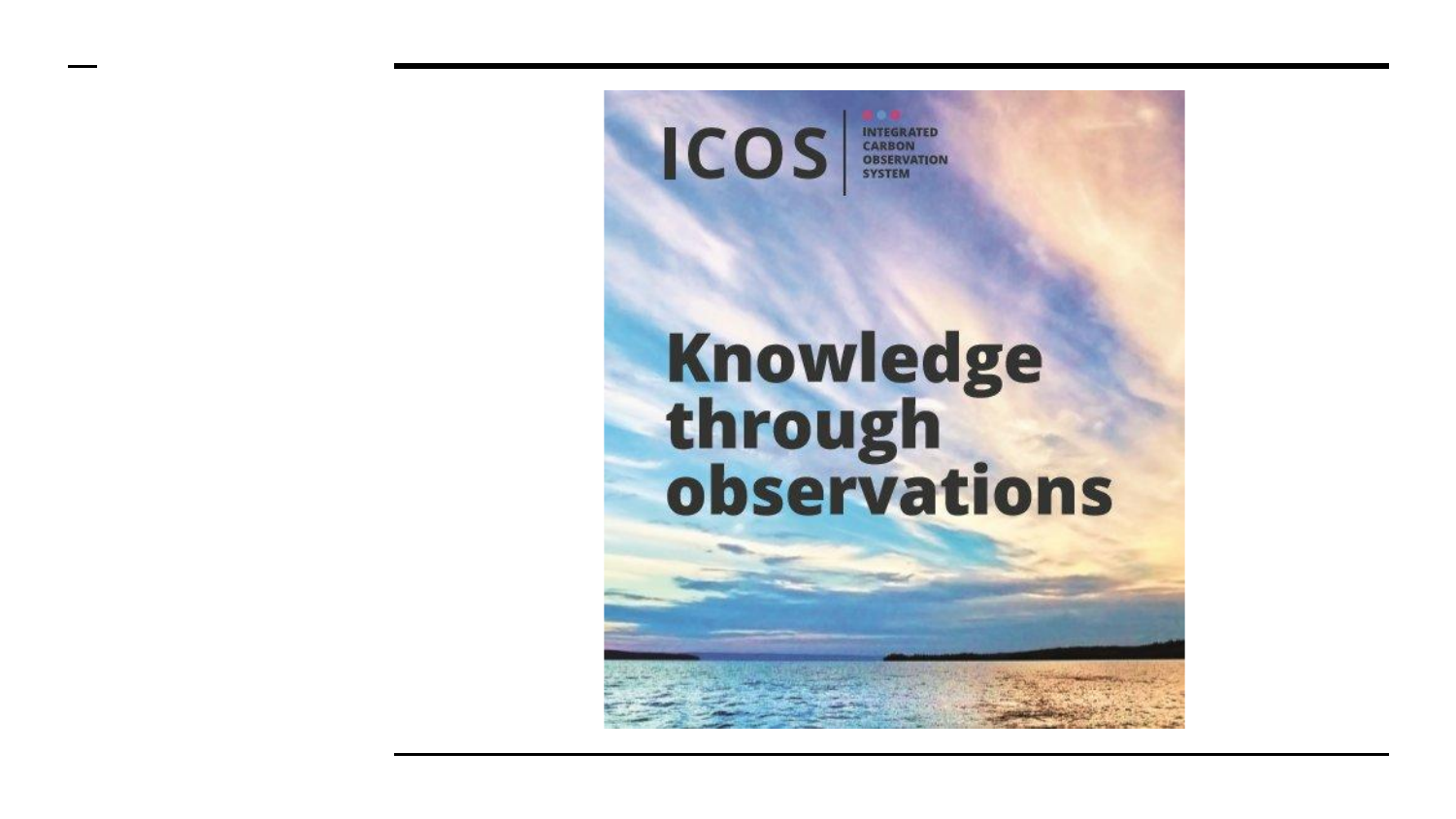ICOS | INTEGRATED CARBON OBSERVATION SYSTEM

# Knowledge through observations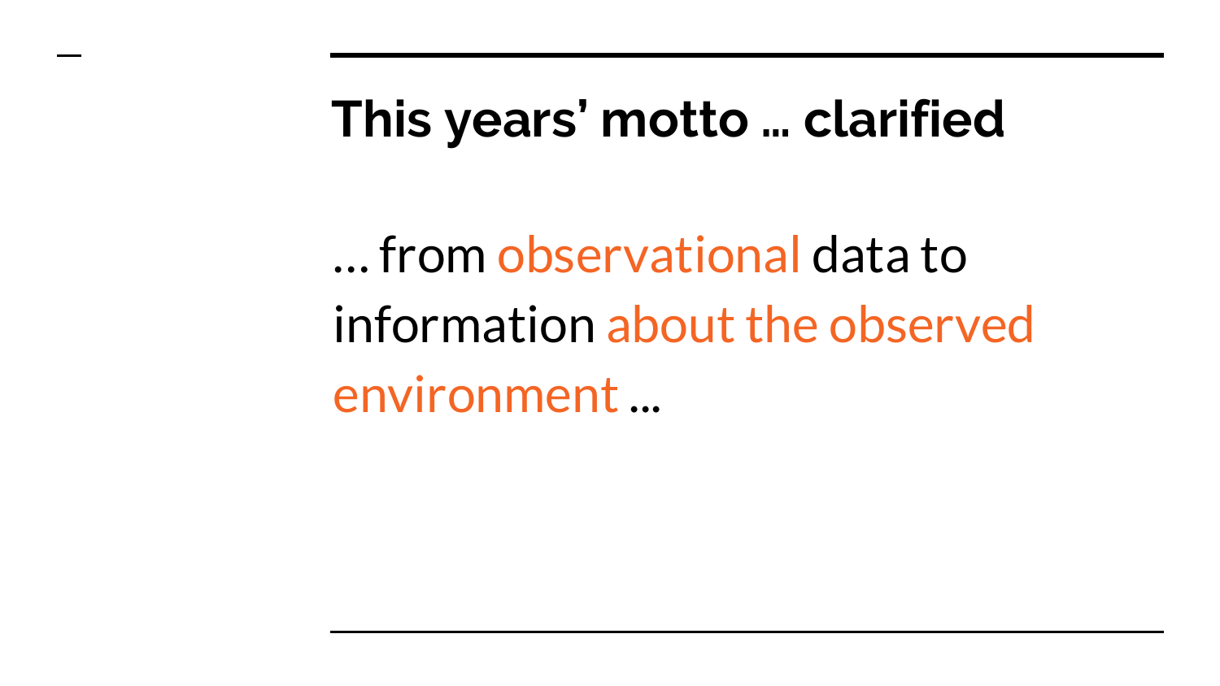# This years' motto ... clarified

... from observational data to information about the observed environment ...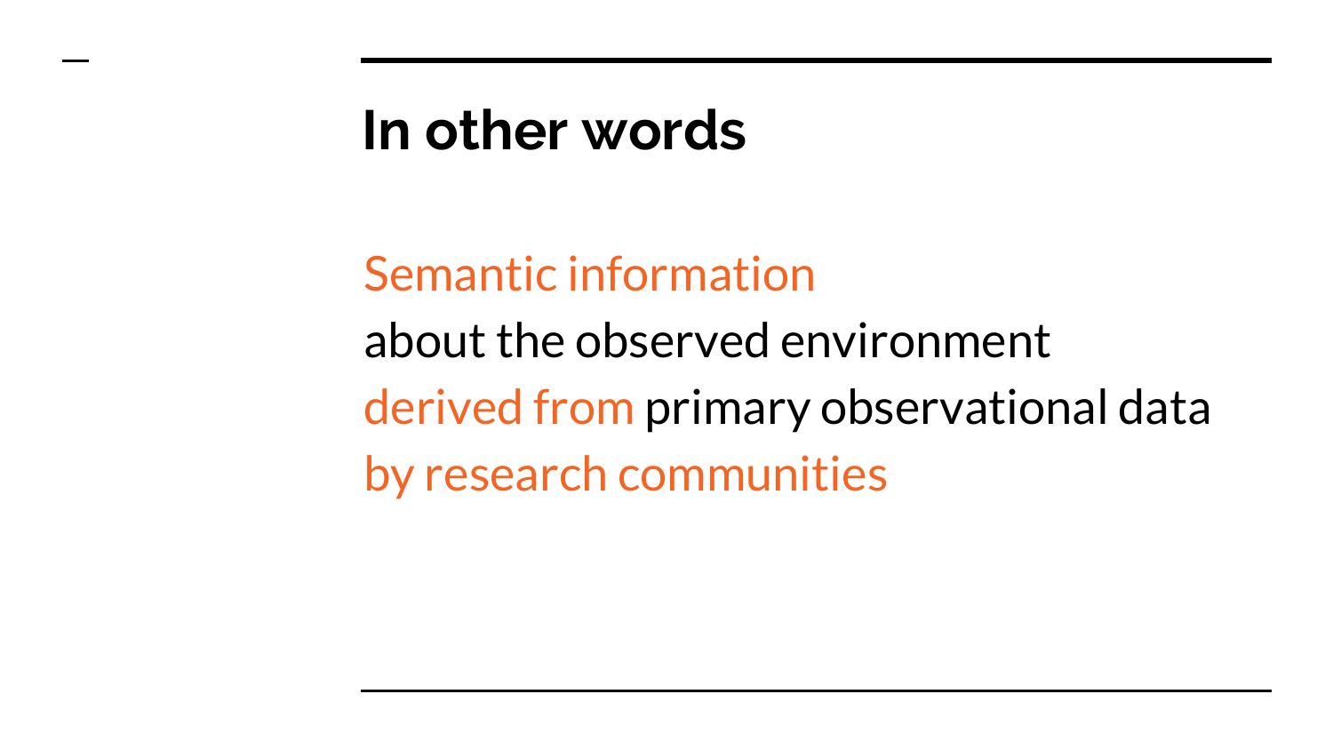## In other words

Semantic information
about the observed environment
derived from primary observational data
by research communities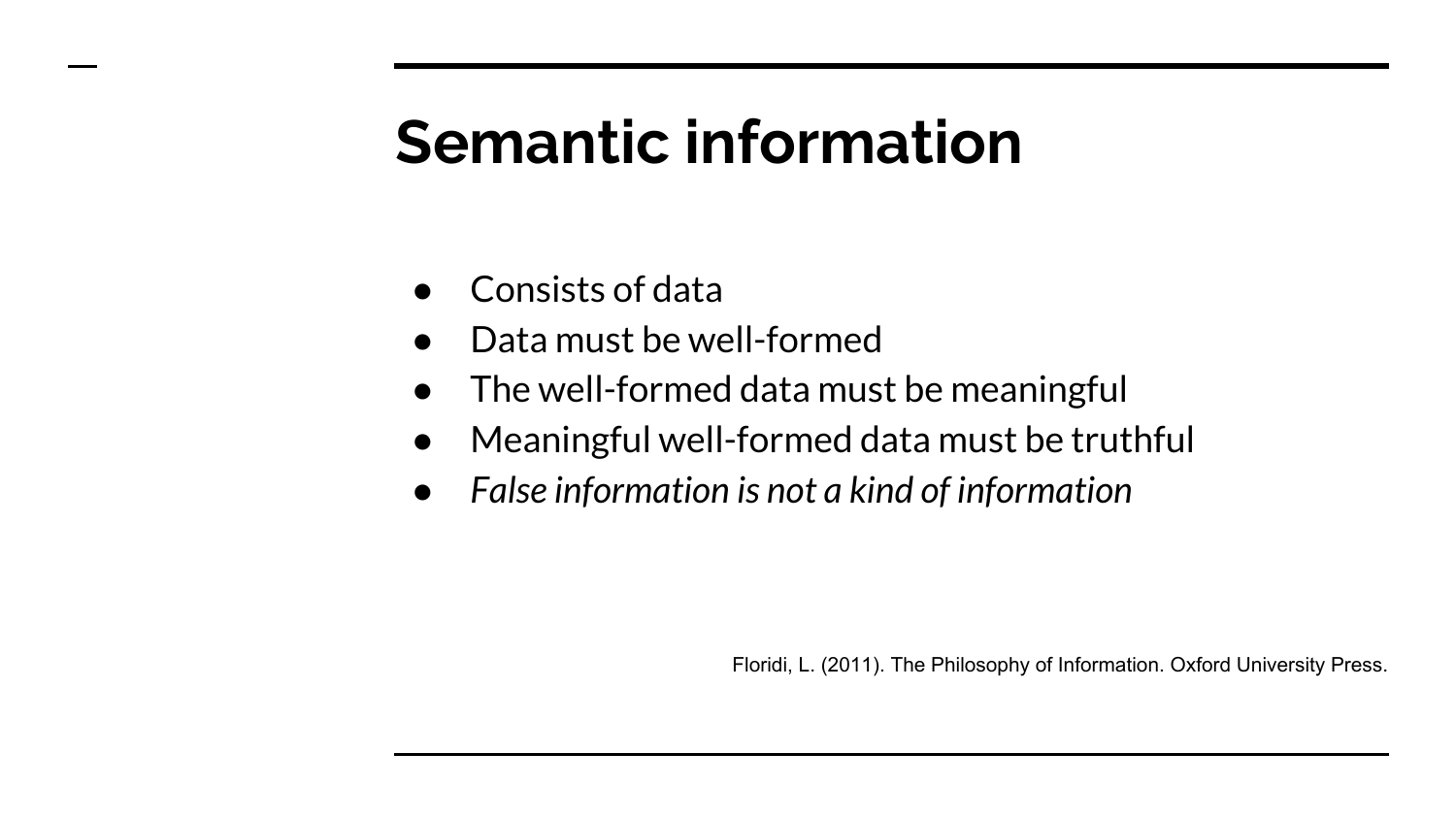# Semantic information

- Consists of data
- Data must be well-formed
- The well-formed data must be meaningful
- Meaningful well-formed data must be truthful
- *False information is not a kind of information*

Floridi, L. (2011). The Philosophy of Information. Oxford University Press.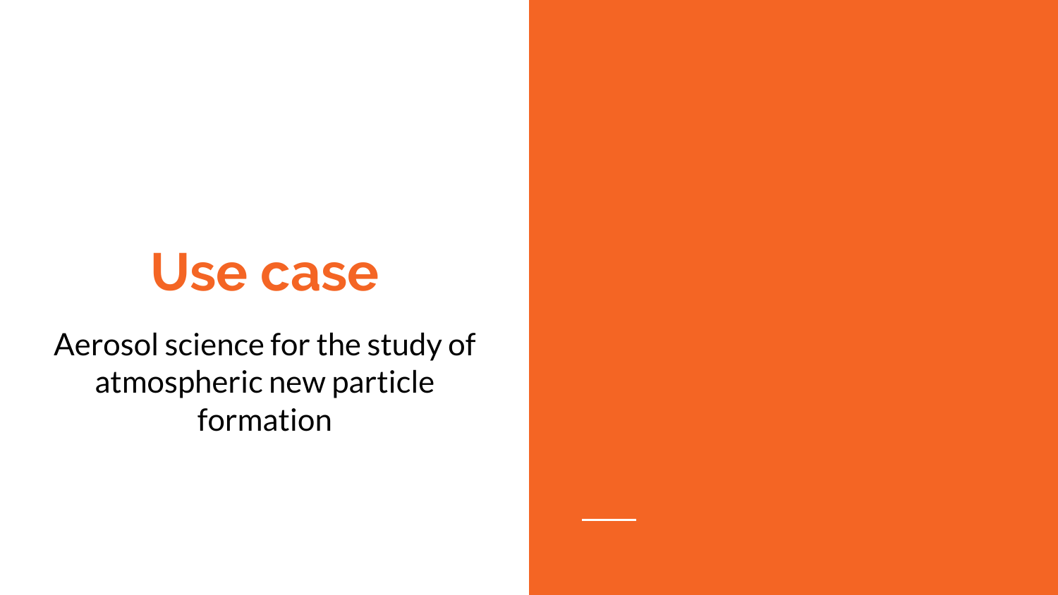# Use case

Aerosol science for the study of atmospheric new particle formation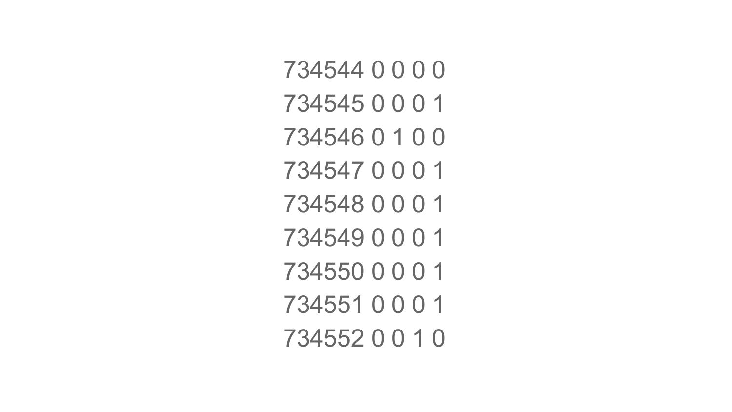734544 0 0 0 0

734545 0 0 0 1

734546 0 1 0 0

734547 0 0 0 1

734548 0 0 0 1

734549 0 0 0 1

734550 0 0 0 1

734551 0 0 0 1

734552 0 0 1 0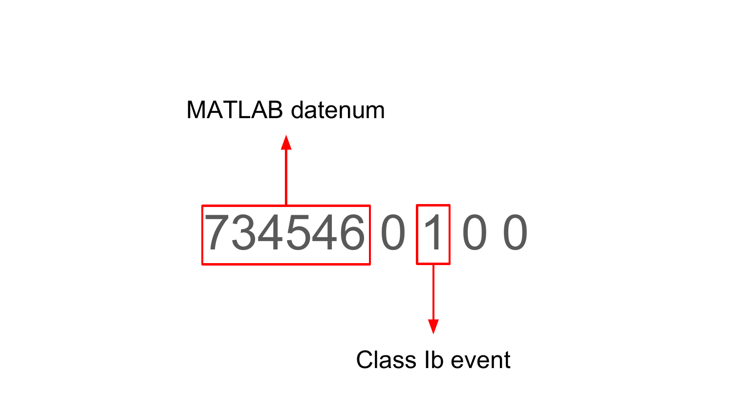MATLAB datenum

734546 0 1 0 0

Class Ib event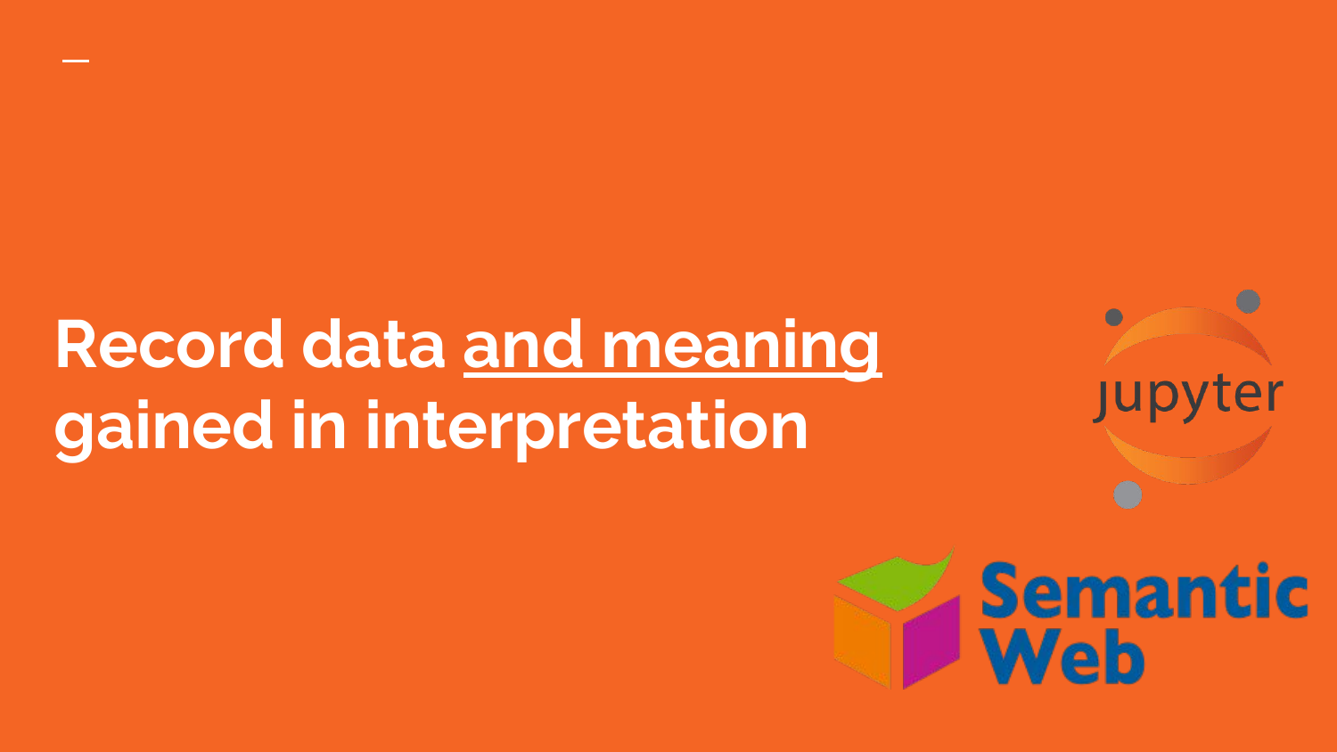# Record data <u>and meaning</u> gained in interpretation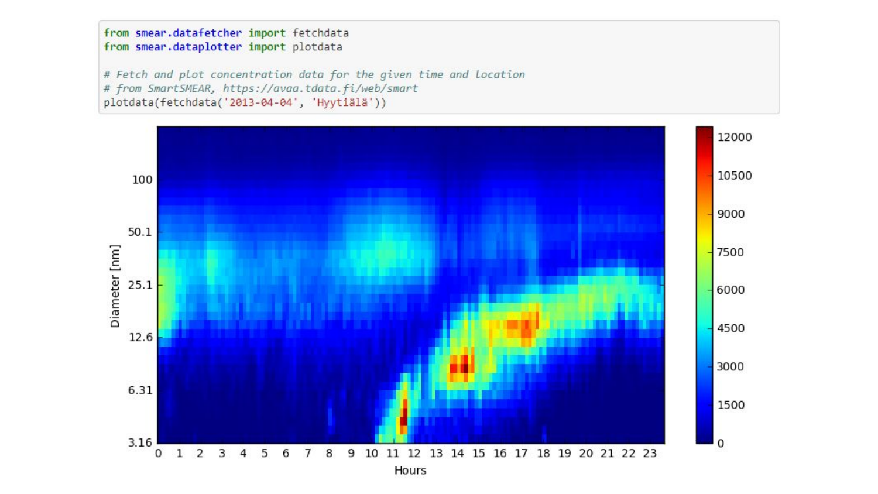```python
from smear.datafetcher import fetchdata
from smear.dataplotter import plotdata

# Fetch and plot concentration data for the given time and location
# from SmartSMEAR, https://avaa.tdata.fi/web/smart
plotdata(fetchdata('2013-04-04', 'Hyytiälä'))
```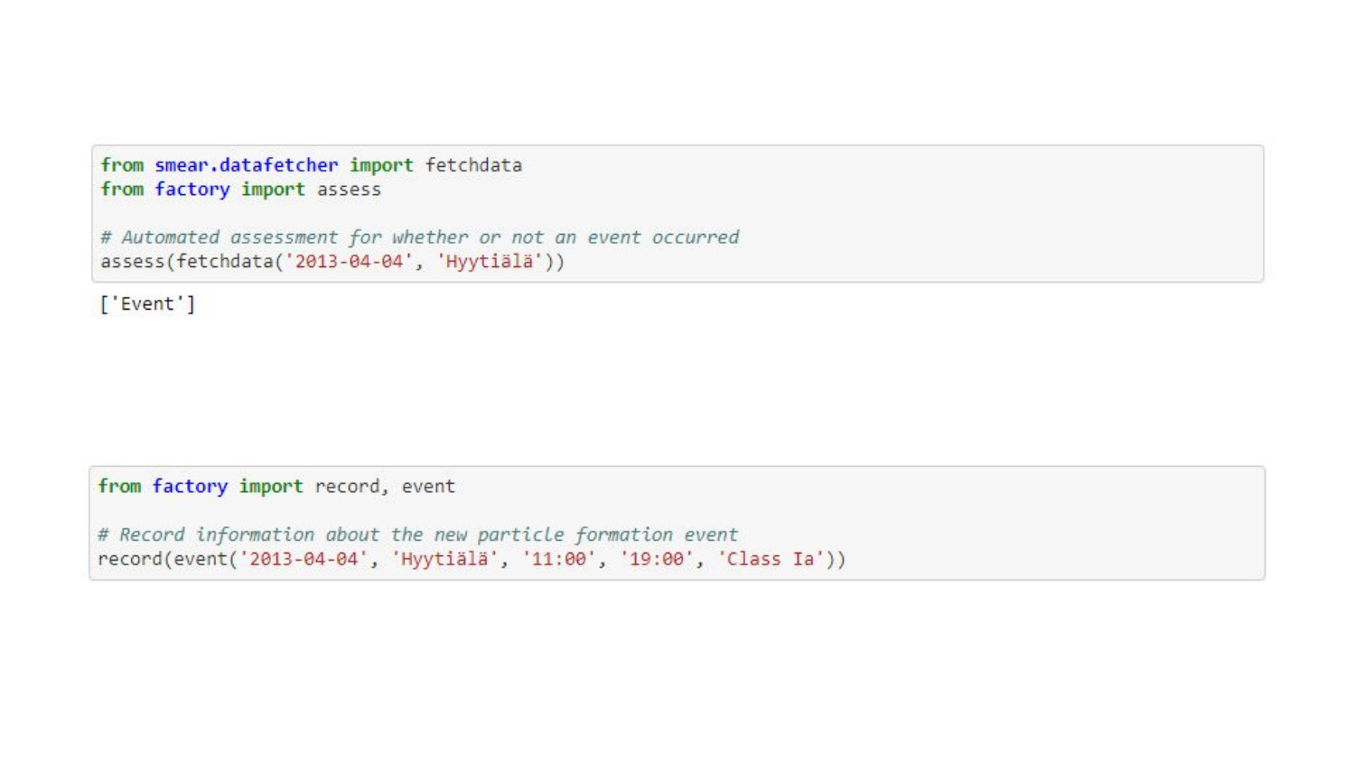```python
from smear.datafetcher import fetchdata
from factory import assess

# Automated assessment for whether or not an event occurred
assess(fetchdata('2013-04-04', 'Hyytiälä'))
```

```
['Event']
```

```python
from factory import record, event

# Record information about the new particle formation event
record(event('2013-04-04', 'Hyytiälä', '11:00', '19:00', 'Class Ia'))
```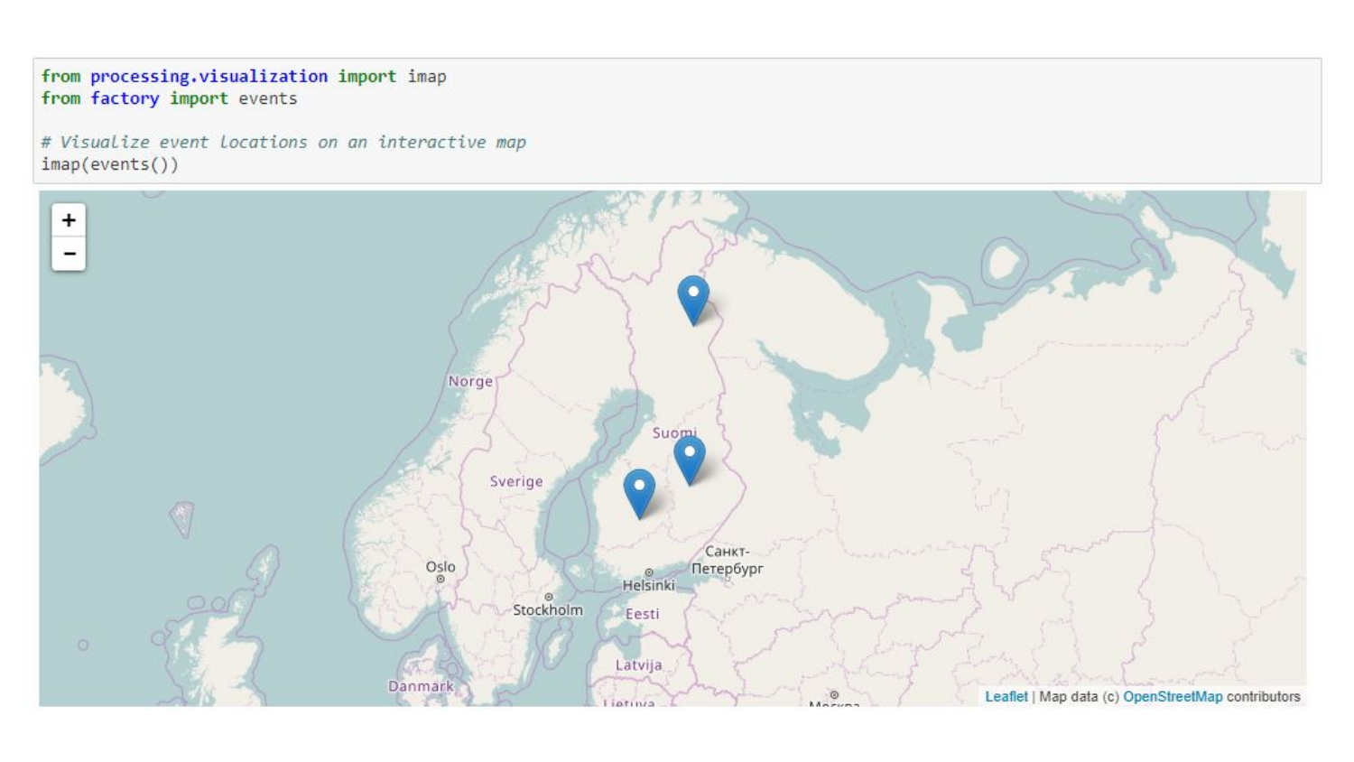```python
from processing.visualization import imap
from factory import events

# Visualize event locations on an interactive map
imap(events())
```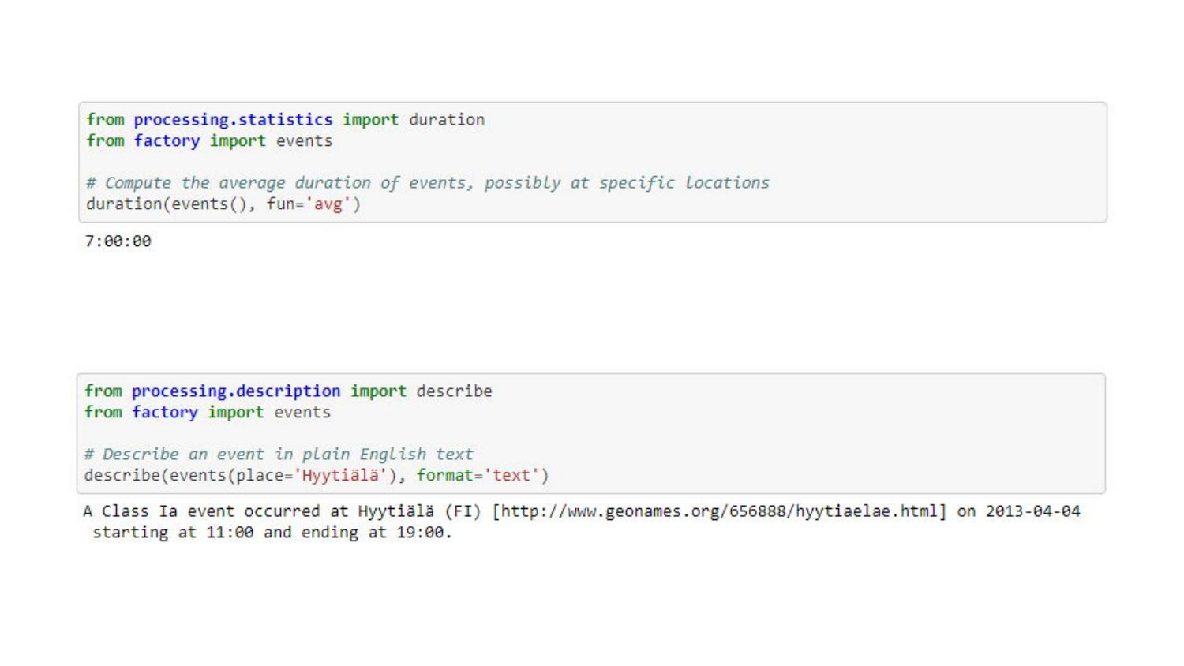```python
from processing.statistics import duration
from factory import events

# Compute the average duration of events, possibly at specific locations
duration(events(), fun='avg')
```

```
7:00:00
```

```python
from processing.description import describe
from factory import events

# Describe an event in plain English text
describe(events(place='Hyytiälä'), format='text')
```

```
A Class Ia event occurred at Hyytiälä (FI) [http://www.geonames.org/656888/hyytiaelae.html] on 2013-04-04
 starting at 11:00 and ending at 19:00.
```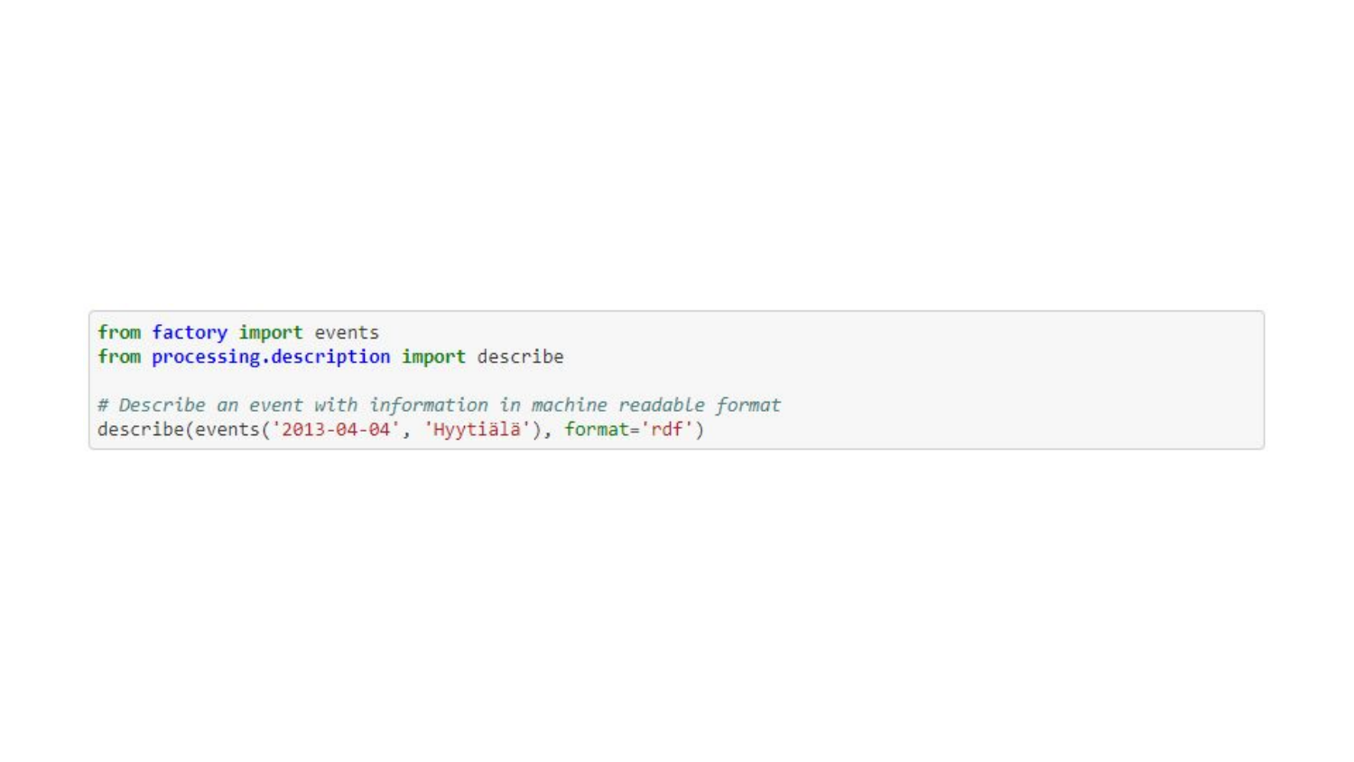```
from factory import events
from processing.description import describe

# Describe an event with information in machine readable format
describe(events('2013-04-04', 'Hyytiälä'), format='rdf')
```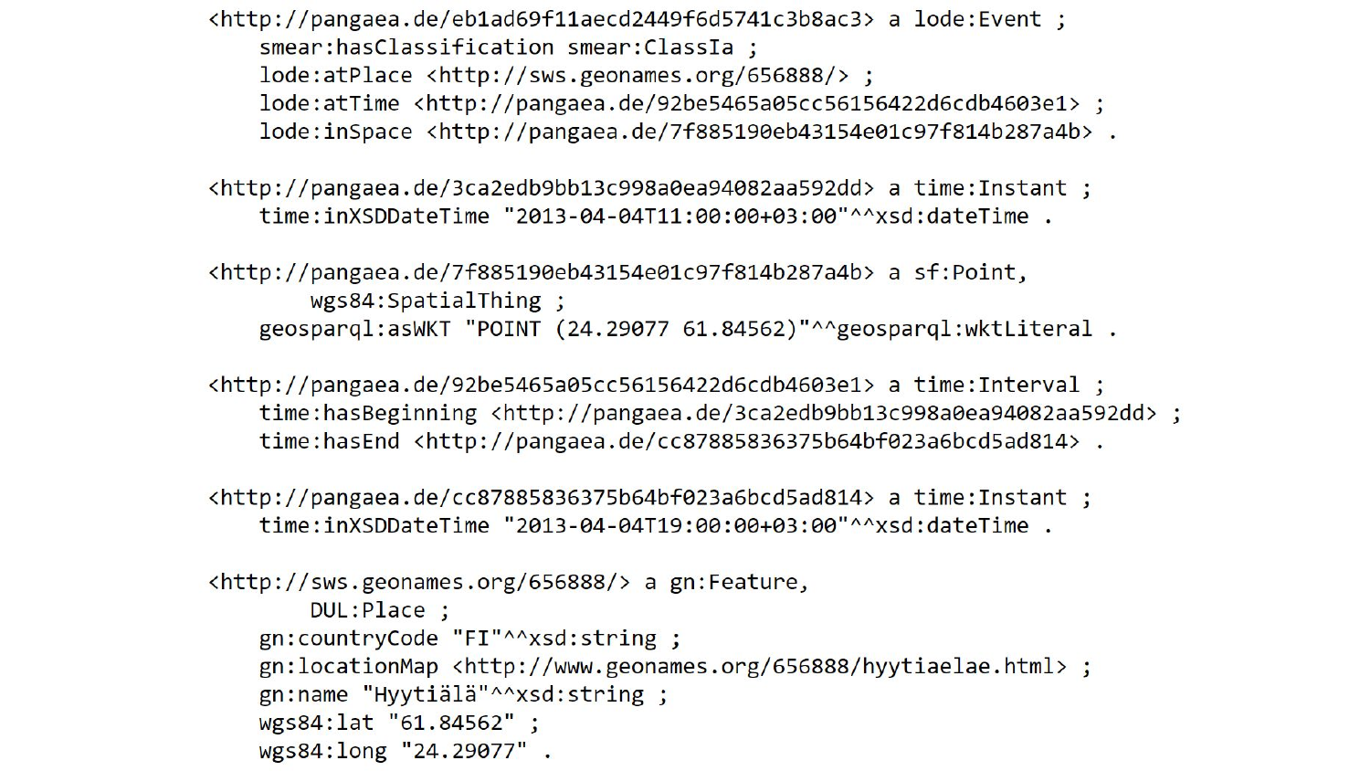```
<http://pangaea.de/eb1ad69f11aecd2449f6d5741c3b8ac3> a lode:Event ;
    smear:hasClassification smear:ClassIa ;
    lode:atPlace <http://sws.geonames.org/656888/> ;
    lode:atTime <http://pangaea.de/92be5465a05cc56156422d6cdb4603e1> ;
    lode:inSpace <http://pangaea.de/7f885190eb43154e01c97f814b287a4b> .

<http://pangaea.de/3ca2edb9bb13c998a0ea94082aa592dd> a time:Instant ;
    time:inXSDDateTime "2013-04-04T11:00:00+03:00"^^xsd:dateTime .

<http://pangaea.de/7f885190eb43154e01c97f814b287a4b> a sf:Point,
        wgs84:SpatialThing ;
    geosparql:asWKT "POINT (24.29077 61.84562)"^^geosparql:wktLiteral .

<http://pangaea.de/92be5465a05cc56156422d6cdb4603e1> a time:Interval ;
    time:hasBeginning <http://pangaea.de/3ca2edb9bb13c998a0ea94082aa592dd> ;
    time:hasEnd <http://pangaea.de/cc87885836375b64bf023a6bcd5ad814> .

<http://pangaea.de/cc87885836375b64bf023a6bcd5ad814> a time:Instant ;
    time:inXSDDateTime "2013-04-04T19:00:00+03:00"^^xsd:dateTime .

<http://sws.geonames.org/656888/> a gn:Feature,
        DUL:Place ;
    gn:countryCode "FI"^^xsd:string ;
    gn:locationMap <http://www.geonames.org/656888/hyytiaelae.html> ;
    gn:name "Hyytiälä"^^xsd:string ;
    wgs84:lat "61.84562" ;
    wgs84:long "24.29077" .
```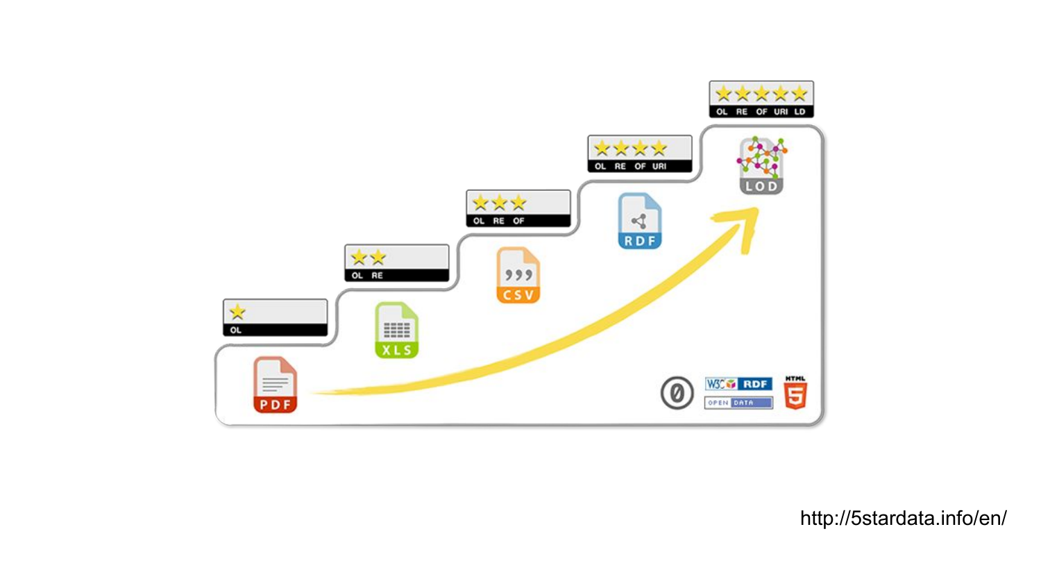★ OL

★★ OL RE

★★★ OL RE OF

★★★★ OL RE OF URI

★★★★★ OL RE OF URI LD

PDF

XLS

CSV

RDF

LOD

http://5stardata.info/en/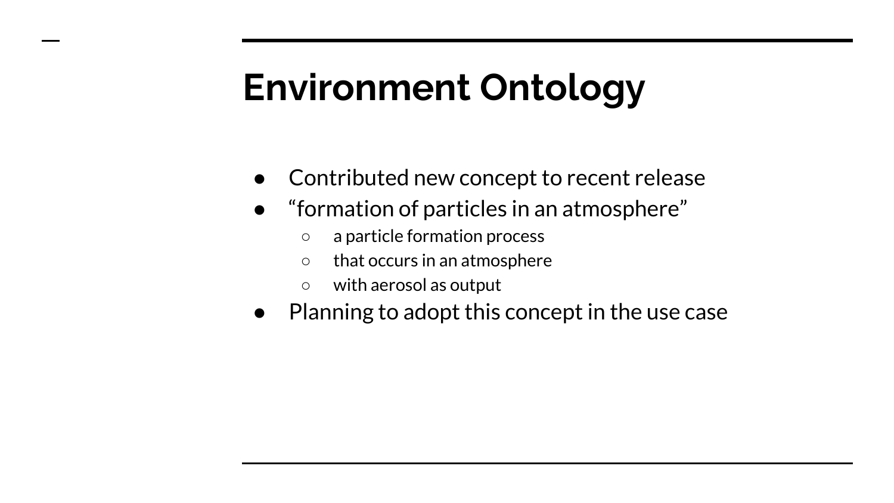# Environment Ontology

- Contributed new concept to recent release
- “formation of particles in an atmosphere”
  - a particle formation process
  - that occurs in an atmosphere
  - with aerosol as output
- Planning to adopt this concept in the use case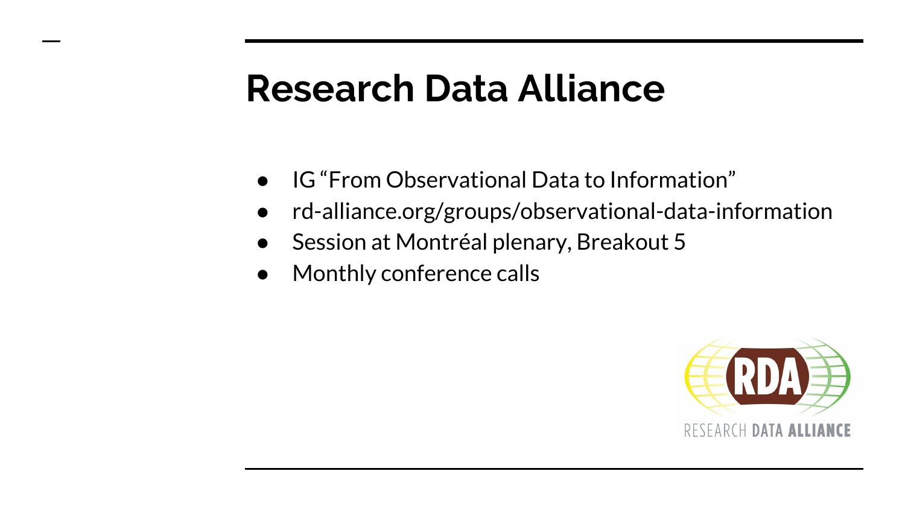# Research Data Alliance

- IG “From Observational Data to Information”
- rd-alliance.org/groups/observational-data-information
- Session at Montréal plenary, Breakout 5
- Monthly conference calls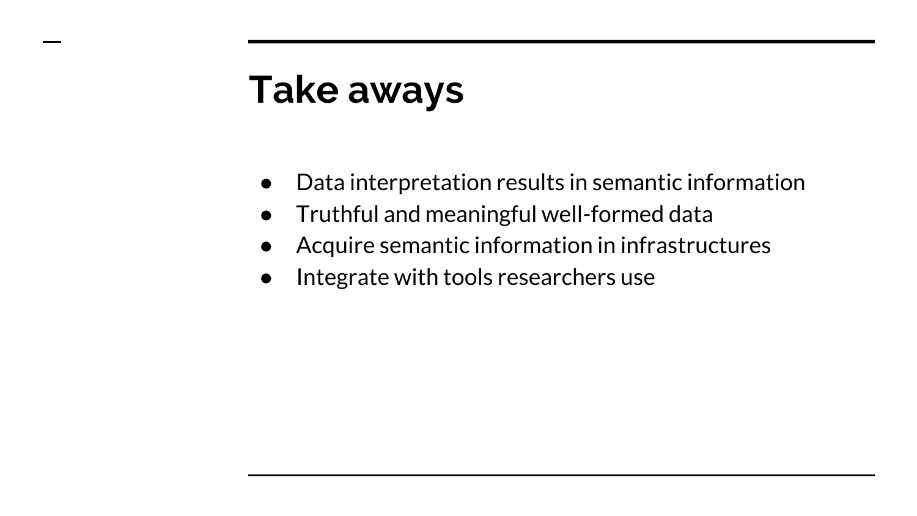# Take aways

- Data interpretation results in semantic information
- Truthful and meaningful well-formed data
- Acquire semantic information in infrastructures
- Integrate with tools researchers use